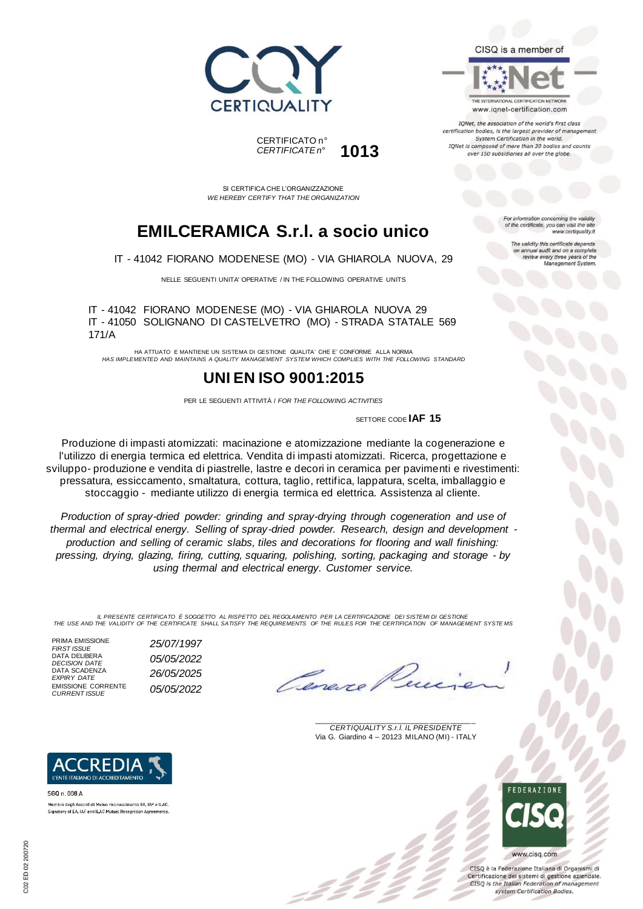CERTIQUALITY

CERTIFICATO n°
*CERTIFICATE n°* **1013**

CISQ is a member of

IQNet

THE INTERNATIONAL CERTIFICATION NETWORK
www.iqnet-certification.com

*IQNet, the association of the world's first class certification bodies, is the largest provider of management System Certification in the world. IQNet is composed of more than 30 bodies and counts over 150 subsidiaries all over the globe.*

SI CERTIFICA CHE L'ORGANIZZAZIONE
*WE HEREBY CERTIFY THAT THE ORGANIZATION*

# EMILCERAMICA S.r.l. a socio unico

IT - 41042 FIORANO MODENESE (MO) - VIA GHIAROLA NUOVA, 29

NELLE SEGUENTI UNITA' OPERATIVE / IN THE FOLLOWING OPERATIVE UNITS

IT - 41042 FIORANO MODENESE (MO) - VIA GHIAROLA NUOVA 29
IT - 41050 SOLIGNANO DI CASTELVETRO (MO) - STRADA STATALE 569 171/A

*For information concerning the validity of the certificate, you can visit the site www.certiquality.it*

*The validity this certificate depends on annual audit and on a complete review every three years of the Management System.*

HA ATTUATO E MANTIENE UN SISTEMA DI GESTIONE QUALITA' CHE E' CONFORME ALLA NORMA
*HAS IMPLEMENTED AND MAINTAINS A QUALITY MANAGEMENT SYSTEM WHICH COMPLIES WITH THE FOLLOWING STANDARD*

## UNI EN ISO 9001:2015

PER LE SEGUENTI ATTIVITÀ / *FOR THE FOLLOWING ACTIVITIES*

SETTORE CODE **IAF 15**

Produzione di impasti atomizzati: macinazione e atomizzazione mediante la cogenerazione e l'utilizzo di energia termica ed elettrica. Vendita di impasti atomizzati. Ricerca, progettazione e sviluppo- produzione e vendita di piastrelle, lastre e decori in ceramica per pavimenti e rivestimenti: pressatura, essiccamento, smaltatura, cottura, taglio, rettifica, lappatura, scelta, imballaggio e stoccaggio - mediante utilizzo di energia termica ed elettrica. Assistenza al cliente.

*Production of spray-dried powder: grinding and spray-drying through cogeneration and use of thermal and electrical energy. Selling of spray-dried powder. Research, design and development - production and selling of ceramic slabs, tiles and decorations for flooring and wall finishing: pressing, drying, glazing, firing, cutting, squaring, polishing, sorting, packaging and storage - by using thermal and electrical energy. Customer service.*

*IL PRESENTE CERTIFICATO È SOGGETTO AL RISPETTO DEL REGOLAMENTO PER LA CERTIFICAZIONE DEI SISTEMI DI GESTIONE*
*THE USE AND THE VALIDITY OF THE CERTIFICATE SHALL SATISFY THE REQUIREMENTS OF THE RULES FOR THE CERTIFICATION OF MANAGEMENT SYSTEMS*

| | |
|---|---|
| PRIMA EMISSIONE *FIRST ISSUE* | *25/07/1997* |
| DATA DELIBERA *DECISION DATE* | *05/05/2022* |
| DATA SCADENZA *EXPIRY DATE* | *26/05/2025* |
| EMISSIONE CORRENTE *CURRENT ISSUE* | *05/05/2022* |

*CERTIQUALITY S.r.l. IL PRESIDENTE*
Via G. Giardino 4 – 20123 MILANO (MI) - ITALY

ACCREDIA
L'ENTE ITALIANO DI ACCREDITAMENTO

SGQ n. 008 A
Membro degli Accordi di Mutuo riconoscimento EA, IAF e ILAC.
Signatory of EA, IAF and ILAC Mutual Recognition Agreements.

FEDERAZIONE CISQ
www.cisq.com

CISQ è la Federazione Italiana di Organismi di Certificazione dei sistemi di gestione aziendale.
*CISQ is the Italian Federation of management system Certification Bodies.*

C02 ED 02 200720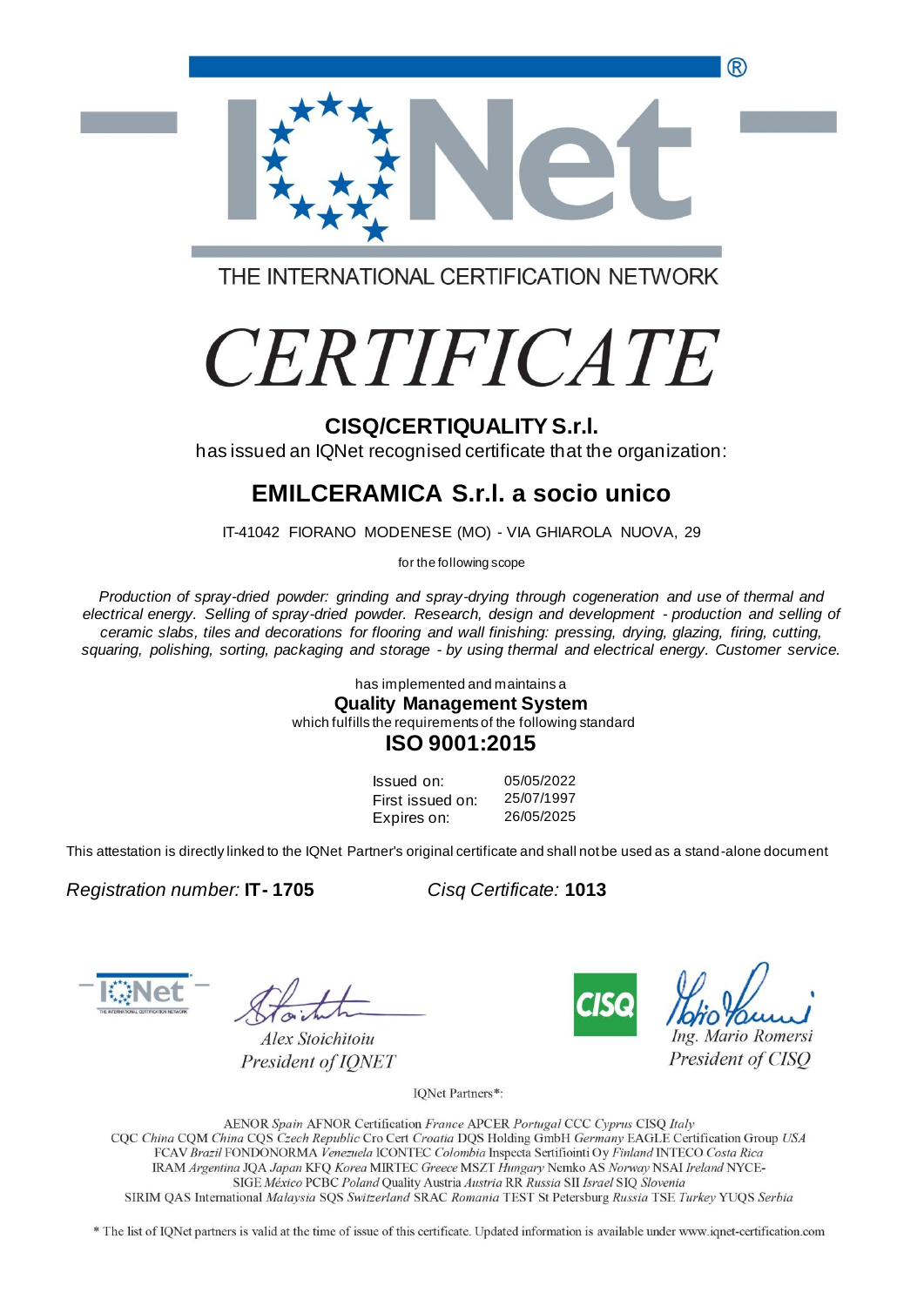THE INTERNATIONAL CERTIFICATION NETWORK

# CERTIFICATE

## CISQ/CERTIQUALITY S.r.l.

has issued an IQNet recognised certificate that the organization:

## EMILCERAMICA S.r.l. a socio unico

IT-41042 FIORANO MODENESE (MO) - VIA GHIAROLA NUOVA, 29

for the following scope

*Production of spray-dried powder: grinding and spray-drying through cogeneration and use of thermal and electrical energy. Selling of spray-dried powder. Research, design and development - production and selling of ceramic slabs, tiles and decorations for flooring and wall finishing: pressing, drying, glazing, firing, cutting, squaring, polishing, sorting, packaging and storage - by using thermal and electrical energy. Customer service.*

has implemented and maintains a

**Quality Management System**

which fulfills the requirements of the following standard

**ISO 9001:2015**

| | |
|---|---|
| Issued on: | 05/05/2022 |
| First issued on: | 25/07/1997 |
| Expires on: | 26/05/2025 |

This attestation is directly linked to the IQNet Partner's original certificate and shall not be used as a stand-alone document

*Registration number:* **IT - 1705** *Cisq Certificate:* **1013**

*Alex Stoichitoiu*
*President of IQNET*

*Ing. Mario Romersi*
*President of CISQ*

IQNet Partners*:

AENOR *Spain* AFNOR Certification *France* APCER *Portugal* CCC *Cyprus* CISQ *Italy*
CQC *China* CQM *China* CQS *Czech Republic* Cro Cert *Croatia* DQS Holding GmbH *Germany* EAGLE Certification Group *USA*
FCAV *Brazil* FONDONORMA *Venezuela* ICONTEC *Colombia* Inspecta Sertifiointi Oy *Finland* INTECO *Costa Rica*
IRAM *Argentina* JQA *Japan* KFQ *Korea* MIRTEC *Greece* MSZT *Hungary* Nemko AS *Norway* NSAI *Ireland* NYCE-SIGE *México* PCBC *Poland* Quality Austria *Austria* RR *Russia* SII *Israel* SIQ *Slovenia*
SIRIM QAS International *Malaysia* SQS *Switzerland* SRAC *Romania* TEST St Petersburg *Russia* TSE *Turkey* YUQS *Serbia*

* The list of IQNet partners is valid at the time of issue of this certificate. Updated information is available under www.iqnet-certification.com